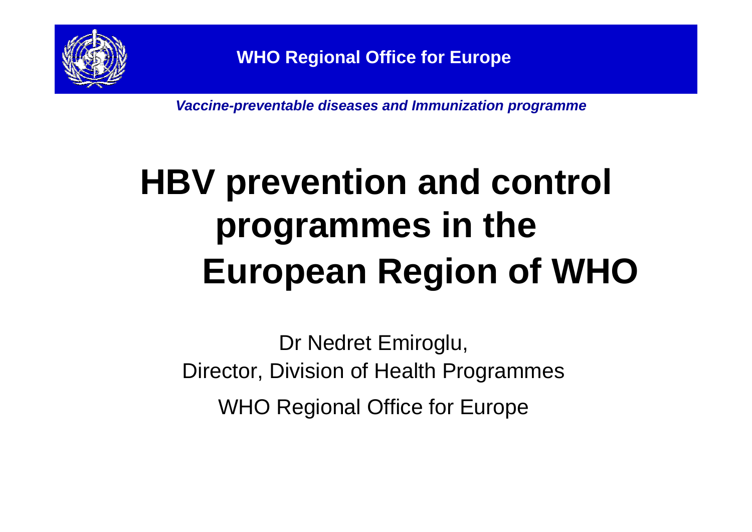**WHO Regional Office for Europe**

***Vaccine-preventable diseases and Immunization programme***

# HBV prevention and control programmes in the European Region of WHO

Dr Nedret Emiroglu,

Director, Division of Health Programmes

WHO Regional Office for Europe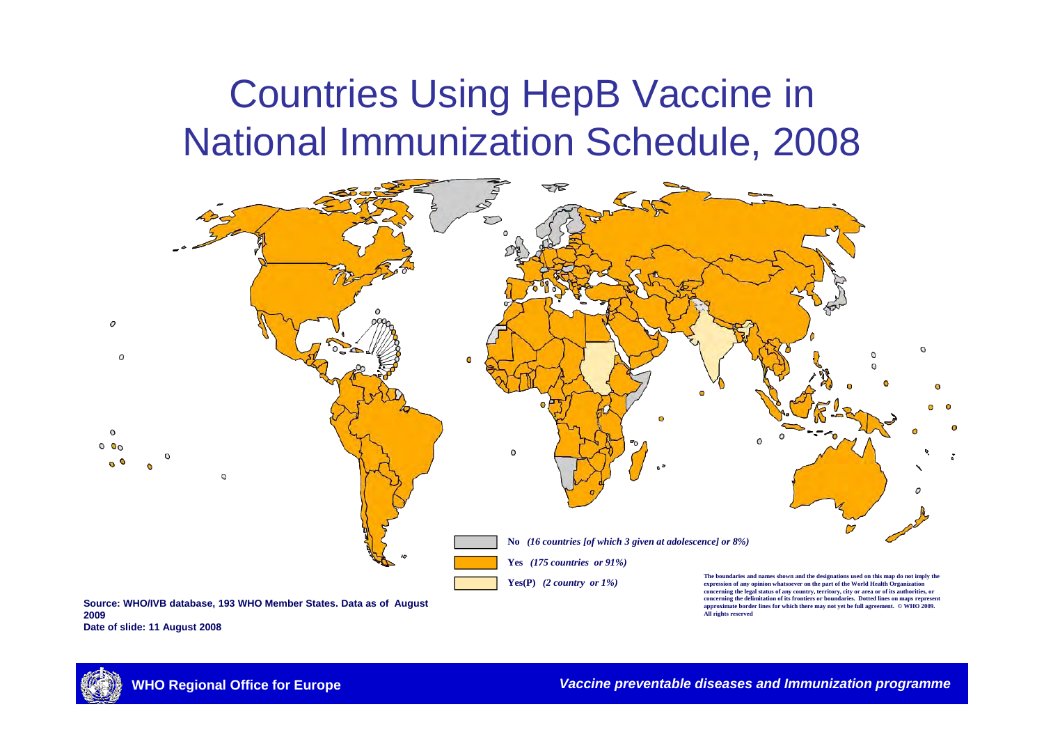# Countries Using HepB Vaccine in National Immunization Schedule, 2008

**No** *(16 countries [of which 3 given at adolescence] or 8%)*

**Yes** *(175 countries or 91%)*

**Yes(P)** *(2 country or 1%)*

**The boundaries and names shown and the designations used on this map do not imply the expression of any opinion whatsoever on the part of the World Health Organization concerning the legal status of any country, territory, city or area or of its authorities, or concerning the delimitation of its frontiers or boundaries. Dotted lines on maps represent approximate border lines for which there may not yet be full agreement. © WHO 2009. All rights reserved**

**Source: WHO/IVB database, 193 WHO Member States. Data as of August 2009**
**Date of slide: 11 August 2008**

**WHO Regional Office for Europe**

***Vaccine preventable diseases and Immunization programme***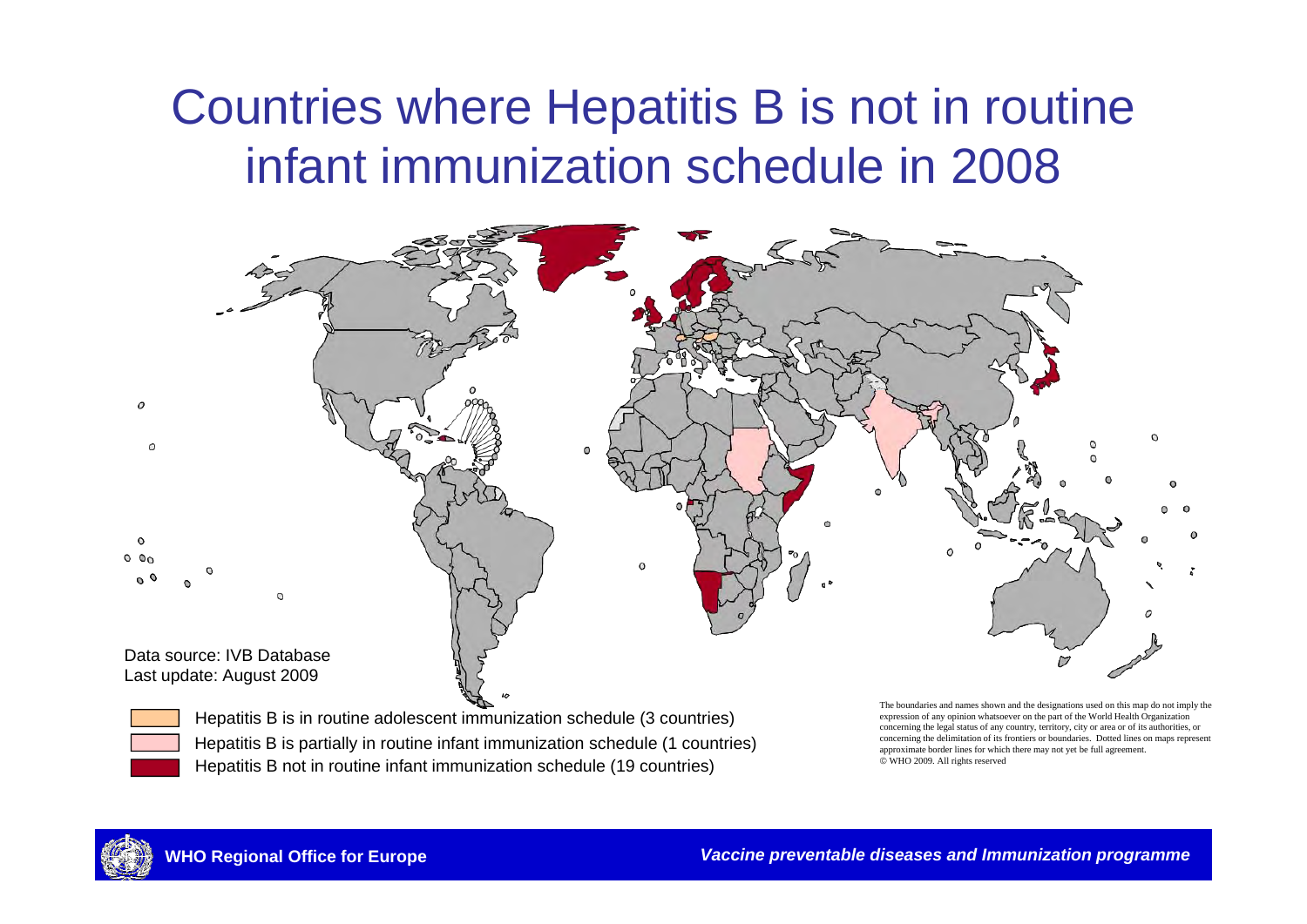# Countries where Hepatitis B is not in routine infant immunization schedule in 2008

Data source: IVB Database
Last update: August 2009

- Hepatitis B is in routine adolescent immunization schedule (3 countries)
- Hepatitis B is partially in routine infant immunization schedule (1 countries)
- Hepatitis B not in routine infant immunization schedule (19 countries)

The boundaries and names shown and the designations used on this map do not imply the expression of any opinion whatsoever on the part of the World Health Organization concerning the legal status of any country, territory, city or area or of its authorities, or concerning the delimitation of its frontiers or boundaries. Dotted lines on maps represent approximate border lines for which there may not yet be full agreement.
© WHO 2009. All rights reserved

**WHO Regional Office for Europe**

***Vaccine preventable diseases and Immunization programme***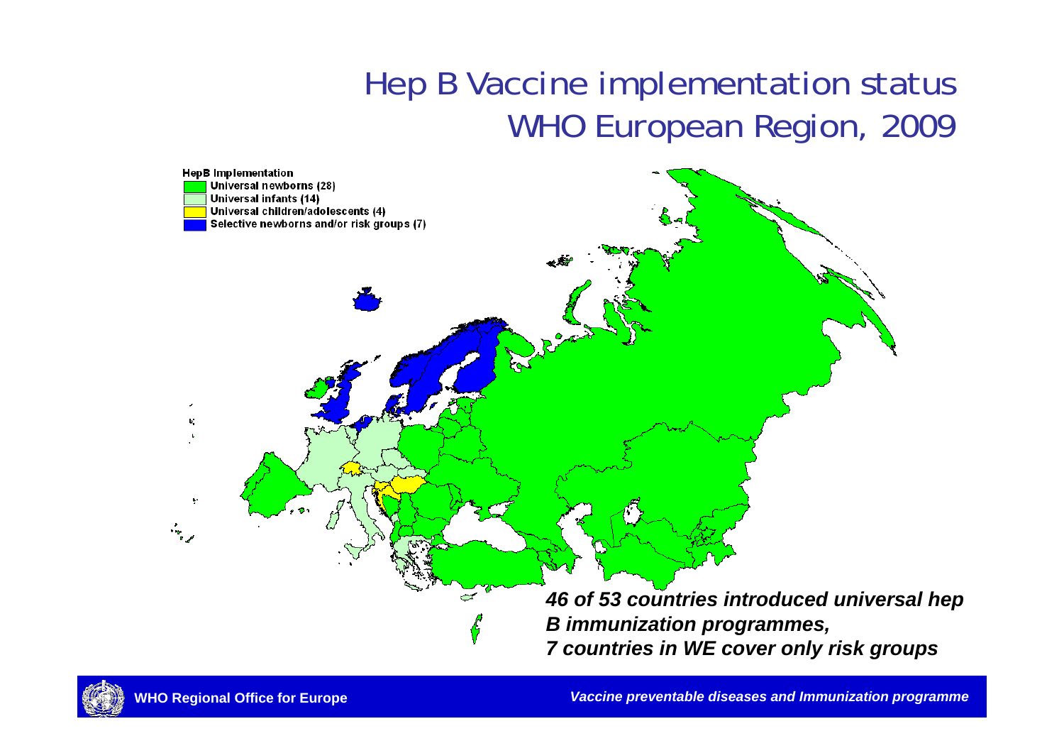# Hep B Vaccine implementation status WHO European Region, 2009

**HepB Implementation**

- Universal newborns (28)
- Universal infants (14)
- Universal children/adolescents (4)
- Selective newborns and/or risk groups (7)

***46 of 53 countries introduced universal hep B immunization programmes,***
***7 countries in WE cover only risk groups***

**WHO Regional Office for Europe**

*Vaccine preventable diseases and Immunization programme*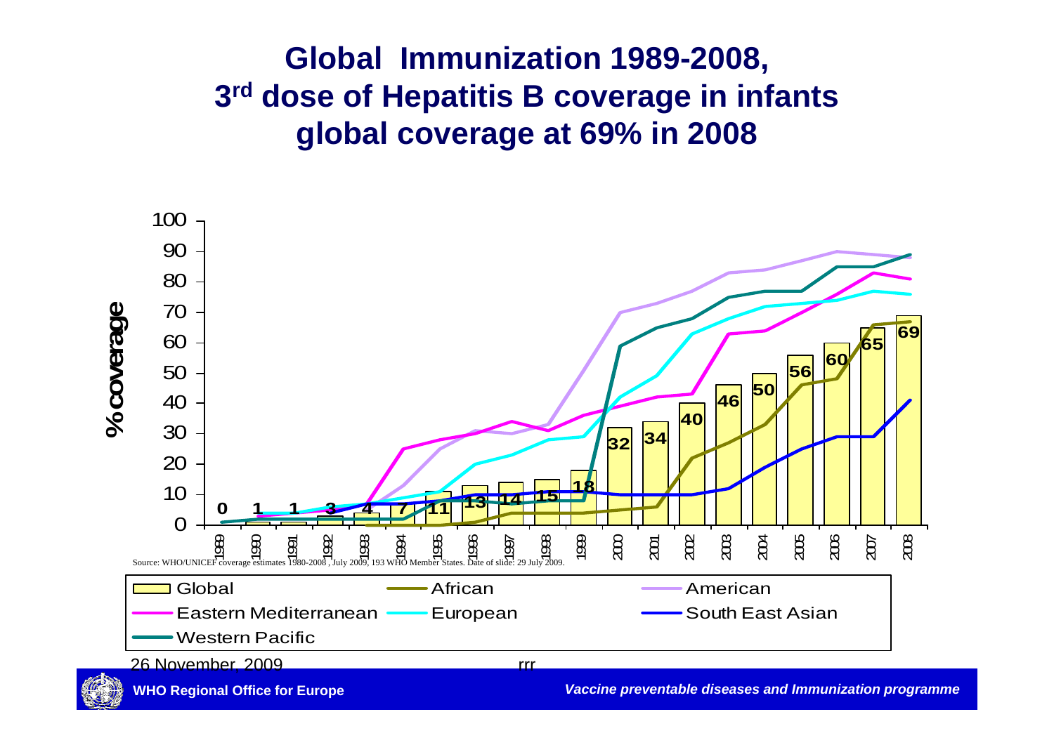# Global Immunization 1989-2008, 3rd dose of Hepatitis B coverage in infants global coverage at 69% in 2008

% coverage

| Year | 1989 | 1990 | 1991 | 1992 | 1993 | 1994 | 1995 | 1996 | 1997 | 1998 | 1999 | 2000 | 2001 | 2002 | 2003 | 2004 | 2005 | 2006 | 2007 | 2008 |
|---|---|---|---|---|---|---|---|---|---|---|---|---|---|---|---|---|---|---|---|---|
| Global | 0 | 1 | 1 | 3 | 4 | 7 | 11 | 13 | 14 | 15 | 18 | 32 | 34 | 40 | 46 | 50 | 56 | 60 | 65 | 69 |

Legend: Global; African; American; Eastern Mediterranean; European; South East Asian; Western Pacific

Source: WHO/UNICEF coverage estimates 1980-2008 , July 2009, 193 WHO Member States. Date of slide: 29 July 2009.

26 November, 2009

rrr

WHO Regional Office for Europe

*Vaccine preventable diseases and Immunization programme*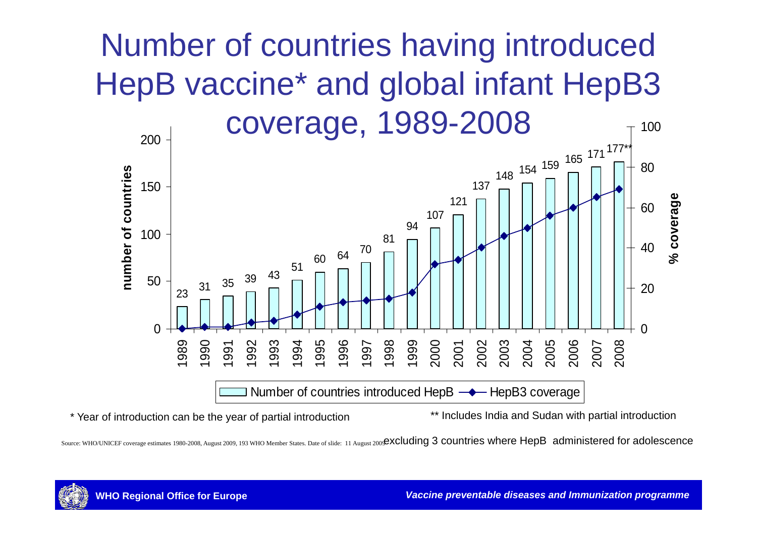# Number of countries having introduced HepB vaccine* and global infant HepB3 coverage, 1989-2008

| Year | Number of countries introduced HepB |
|---|---|
| 1989 | 23 |
| 1990 | 31 |
| 1991 | 35 |
| 1992 | 39 |
| 1993 | 43 |
| 1994 | 51 |
| 1995 | 60 |
| 1996 | 64 |
| 1997 | 70 |
| 1998 | 81 |
| 1999 | 94 |
| 2000 | 107 |
| 2001 | 121 |
| 2002 | 137 |
| 2003 | 148 |
| 2004 | 154 |
| 2005 | 159 |
| 2006 | 165 |
| 2007 | 171 |
| 2008 | 177** |

Legend: Number of countries introduced HepB — HepB3 coverage

Axes: number of countries (0–200); % coverage (0–100)

\* Year of introduction can be the year of partial introduction

** Includes India and Sudan with partial introduction

Source: WHO/UNICEF coverage estimates 1980-2008, August 2009, 193 WHO Member States. Date of slide: 11 August 2009 excluding 3 countries where HepB administered for adolescence

**WHO Regional Office for Europe**

*Vaccine preventable diseases and Immunization programme*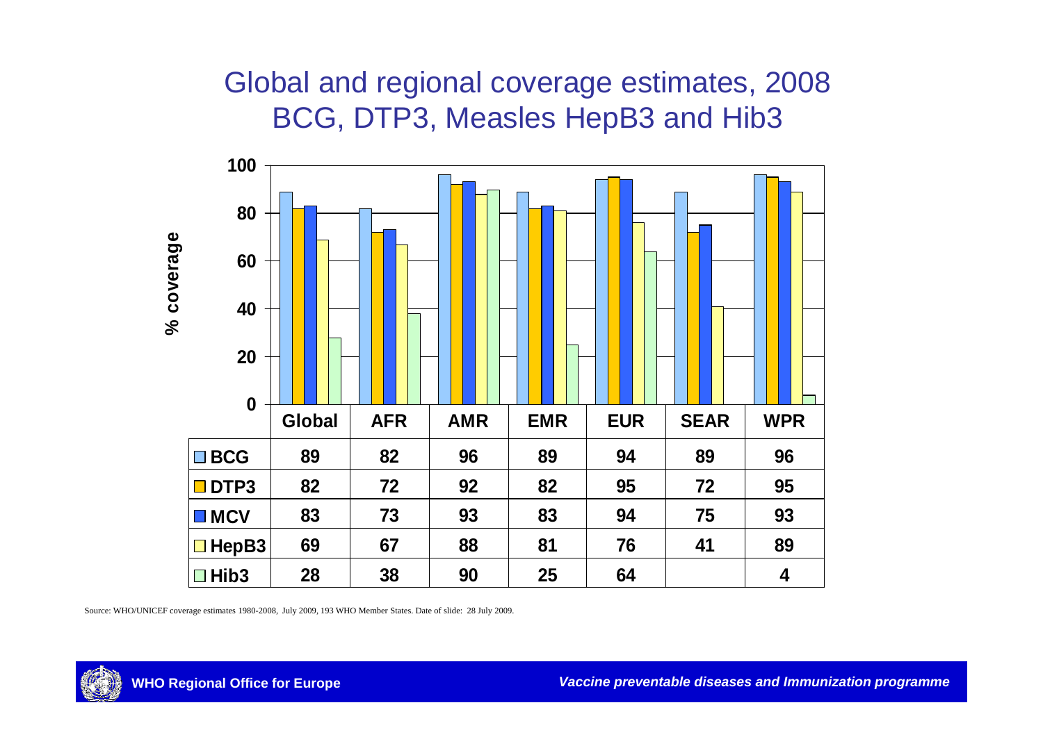# Global and regional coverage estimates, 2008
## BCG, DTP3, Measles HepB3 and Hib3

% coverage

|  | Global | AFR | AMR | EMR | EUR | SEAR | WPR |
|---|---|---|---|---|---|---|---|
| BCG | 89 | 82 | 96 | 89 | 94 | 89 | 96 |
| DTP3 | 82 | 72 | 92 | 82 | 95 | 72 | 95 |
| MCV | 83 | 73 | 93 | 83 | 94 | 75 | 93 |
| HepB3 | 69 | 67 | 88 | 81 | 76 | 41 | 89 |
| Hib3 | 28 | 38 | 90 | 25 | 64 |  | 4 |

Source: WHO/UNICEF coverage estimates 1980-2008, July 2009, 193 WHO Member States. Date of slide: 28 July 2009.

WHO Regional Office for Europe

*Vaccine preventable diseases and Immunization programme*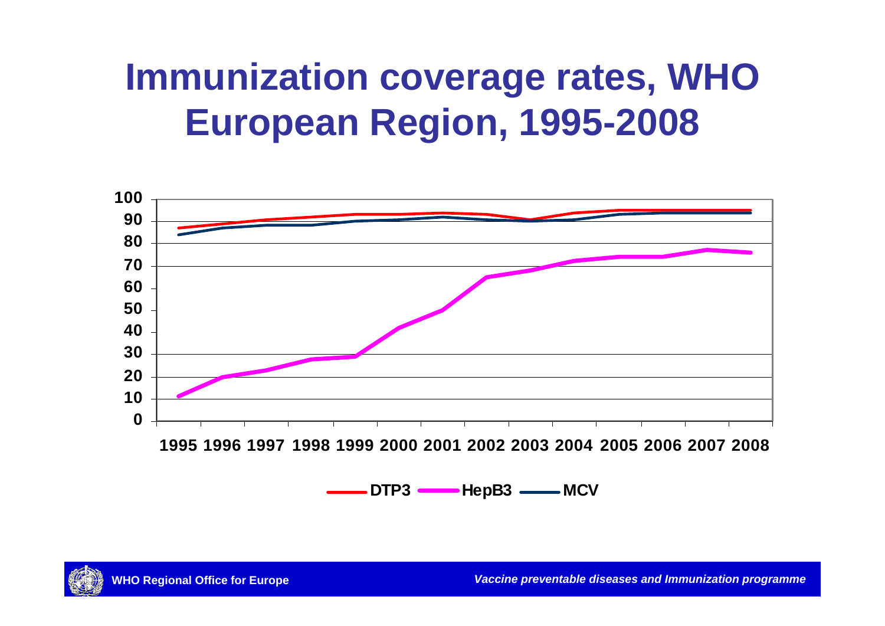# Immunization coverage rates, WHO European Region, 1995-2008

100
90
80
70
60
50
40
30
20
10
0

1995 1996 1997 1998 1999 2000 2001 2002 2003 2004 2005 2006 2007 2008

DTP3 HepB3 MCV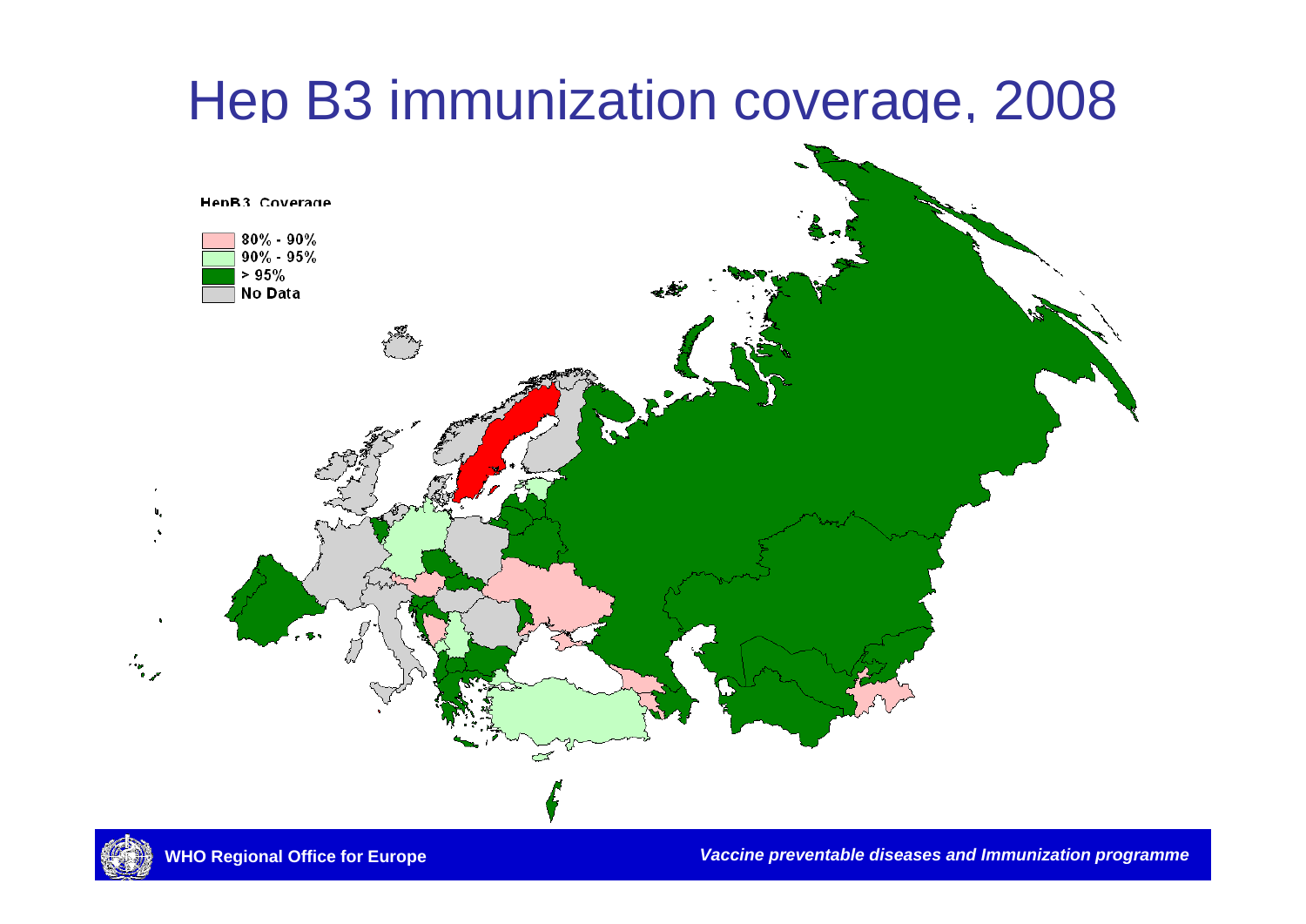# Hep B3 immunization coverage, 2008

HepB3 Coverage

- 80% - 90%
- 90% - 95%
- > 95%
- No Data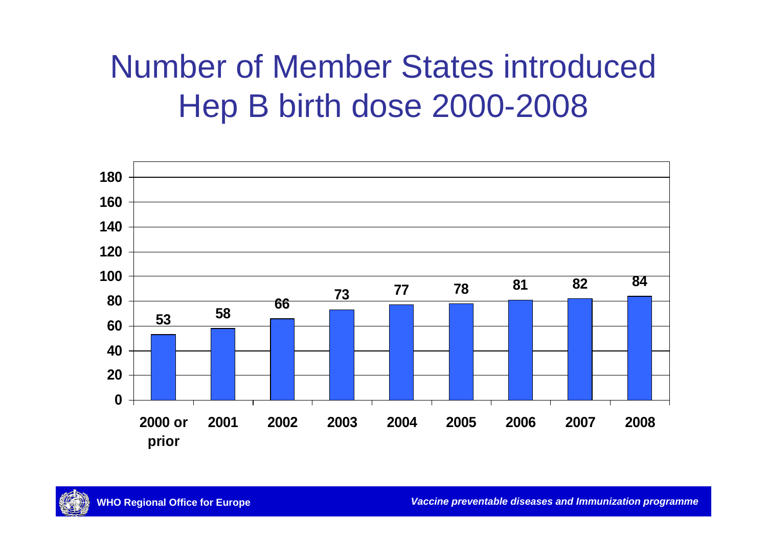# Number of Member States introduced Hep B birth dose 2000-2008

| Year | Number of Member States |
| --- | --- |
| 2000 or prior | 53 |
| 2001 | 58 |
| 2002 | 66 |
| 2003 | 73 |
| 2004 | 77 |
| 2005 | 78 |
| 2006 | 81 |
| 2007 | 82 |
| 2008 | 84 |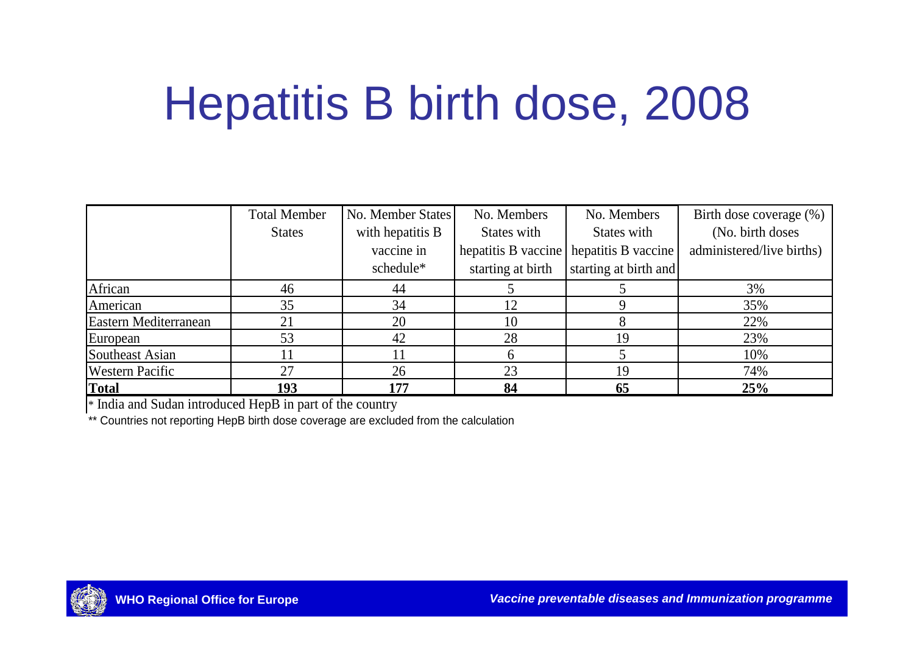# Hepatitis B birth dose, 2008

| | Total Member States | No. Member States with hepatitis B vaccine in schedule* | No. Members States with hepatitis B vaccine starting at birth | No. Members States with hepatitis B vaccine starting at birth and | Birth dose coverage (%) (No. birth doses administered/live births) |
|---|---|---|---|---|---|
| African | 46 | 44 | 5 | 5 | 3% |
| American | 35 | 34 | 12 | 9 | 35% |
| Eastern Mediterranean | 21 | 20 | 10 | 8 | 22% |
| European | 53 | 42 | 28 | 19 | 23% |
| Southeast Asian | 11 | 11 | 6 | 5 | 10% |
| Western Pacific | 27 | 26 | 23 | 19 | 74% |
| **Total** | **193** | **177** | **84** | **65** | **25%** |

* India and Sudan introduced HepB in part of the country

** Countries not reporting HepB birth dose coverage are excluded from the calculation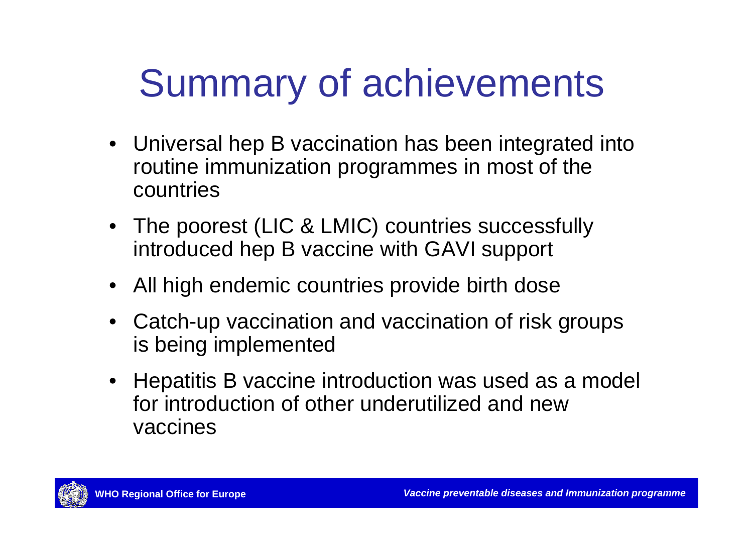# Summary of achievements

- Universal hep B vaccination has been integrated into routine immunization programmes in most of the countries
- The poorest (LIC & LMIC) countries successfully introduced hep B vaccine with GAVI support
- All high endemic countries provide birth dose
- Catch-up vaccination and vaccination of risk groups is being implemented
- Hepatitis B vaccine introduction was used as a model for introduction of other underutilized and new vaccines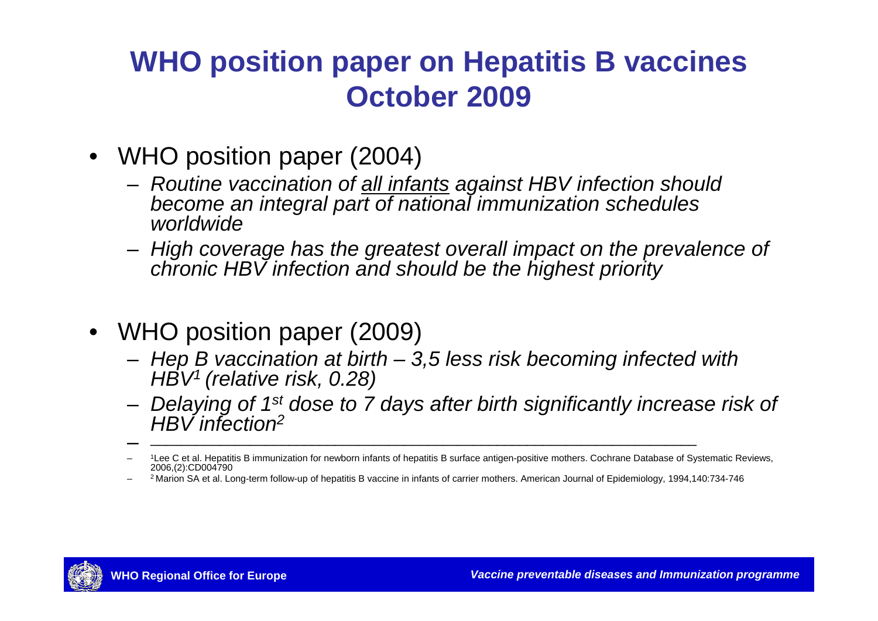# WHO position paper on Hepatitis B vaccines October 2009

- WHO position paper (2004)
  - *Routine vaccination of all infants against HBV infection should become an integral part of national immunization schedules worldwide*
  - *High coverage has the greatest overall impact on the prevalence of chronic HBV infection and should be the highest priority*

- WHO position paper (2009)
  - *Hep B vaccination at birth – 3,5 less risk becoming infected with HBV[1] (relative risk, 0.28)*
  - *Delaying of 1st dose to 7 days after birth significantly increase risk of HBV infection[2]*

---

- [1] Lee C et al. Hepatitis B immunization for newborn infants of hepatitis B surface antigen-positive mothers. Cochrane Database of Systematic Reviews, 2006,(2):CD004790
- [2] Marion SA et al. Long-term follow-up of hepatitis B vaccine in infants of carrier mothers. American Journal of Epidemiology, 1994,140:734-746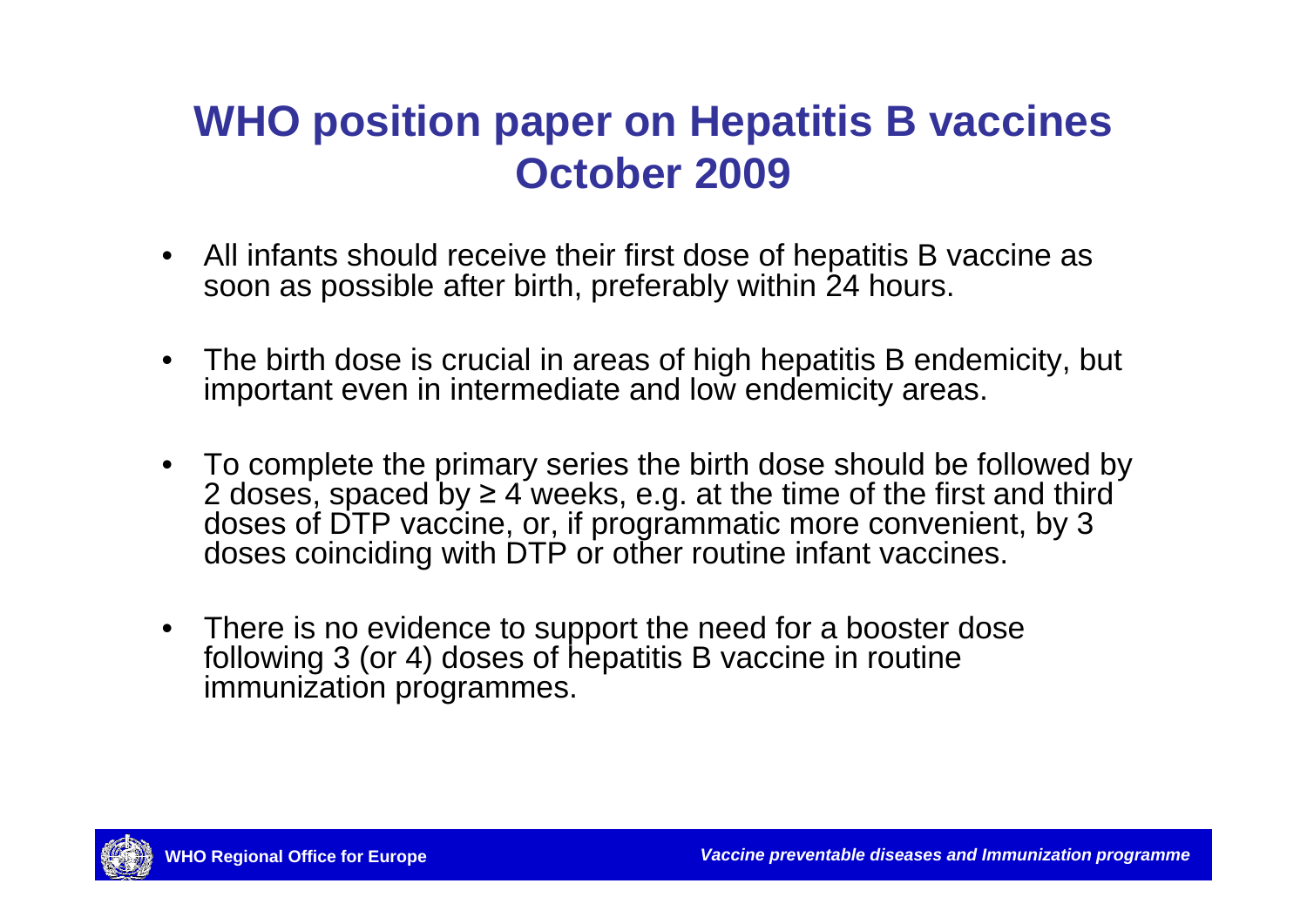# WHO position paper on Hepatitis B vaccines October 2009

- All infants should receive their first dose of hepatitis B vaccine as soon as possible after birth, preferably within 24 hours.
- The birth dose is crucial in areas of high hepatitis B endemicity, but important even in intermediate and low endemicity areas.
- To complete the primary series the birth dose should be followed by 2 doses, spaced by ≥ 4 weeks, e.g. at the time of the first and third doses of DTP vaccine, or, if programmatic more convenient, by 3 doses coinciding with DTP or other routine infant vaccines.
- There is no evidence to support the need for a booster dose following 3 (or 4) doses of hepatitis B vaccine in routine immunization programmes.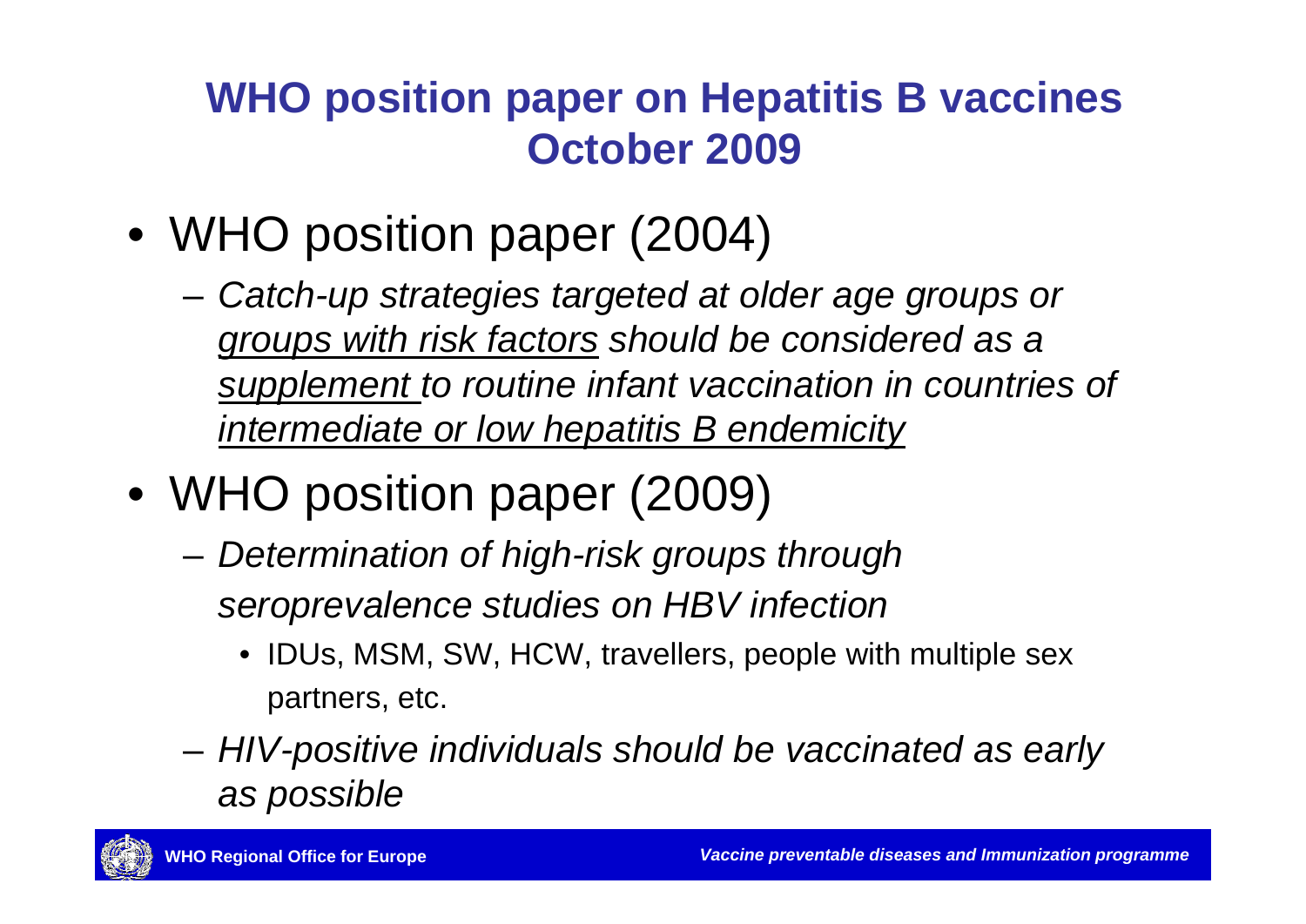# WHO position paper on Hepatitis B vaccines October 2009

- WHO position paper (2004)
  - *Catch-up strategies targeted at older age groups or groups with risk factors should be considered as a supplement to routine infant vaccination in countries of intermediate or low hepatitis B endemicity*
- WHO position paper (2009)
  - *Determination of high-risk groups through seroprevalence studies on HBV infection*
    - IDUs, MSM, SW, HCW, travellers, people with multiple sex partners, etc.
  - *HIV-positive individuals should be vaccinated as early as possible*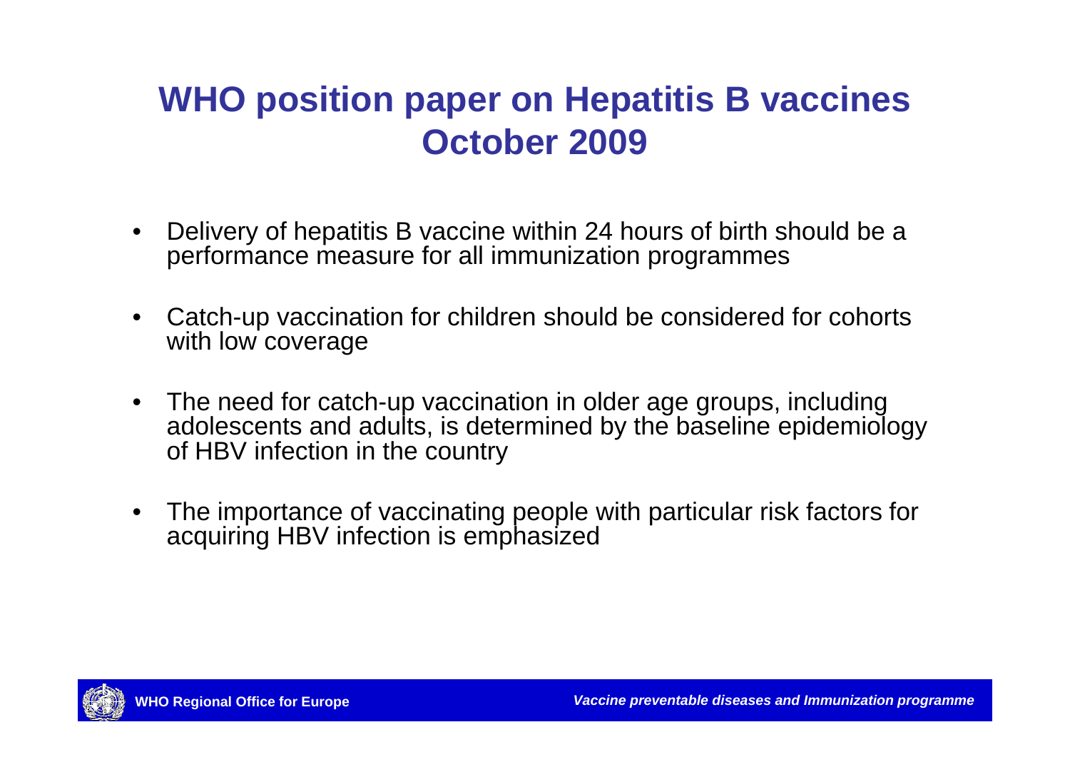# WHO position paper on Hepatitis B vaccines October 2009

- Delivery of hepatitis B vaccine within 24 hours of birth should be a performance measure for all immunization programmes
- Catch-up vaccination for children should be considered for cohorts with low coverage
- The need for catch-up vaccination in older age groups, including adolescents and adults, is determined by the baseline epidemiology of HBV infection in the country
- The importance of vaccinating people with particular risk factors for acquiring HBV infection is emphasized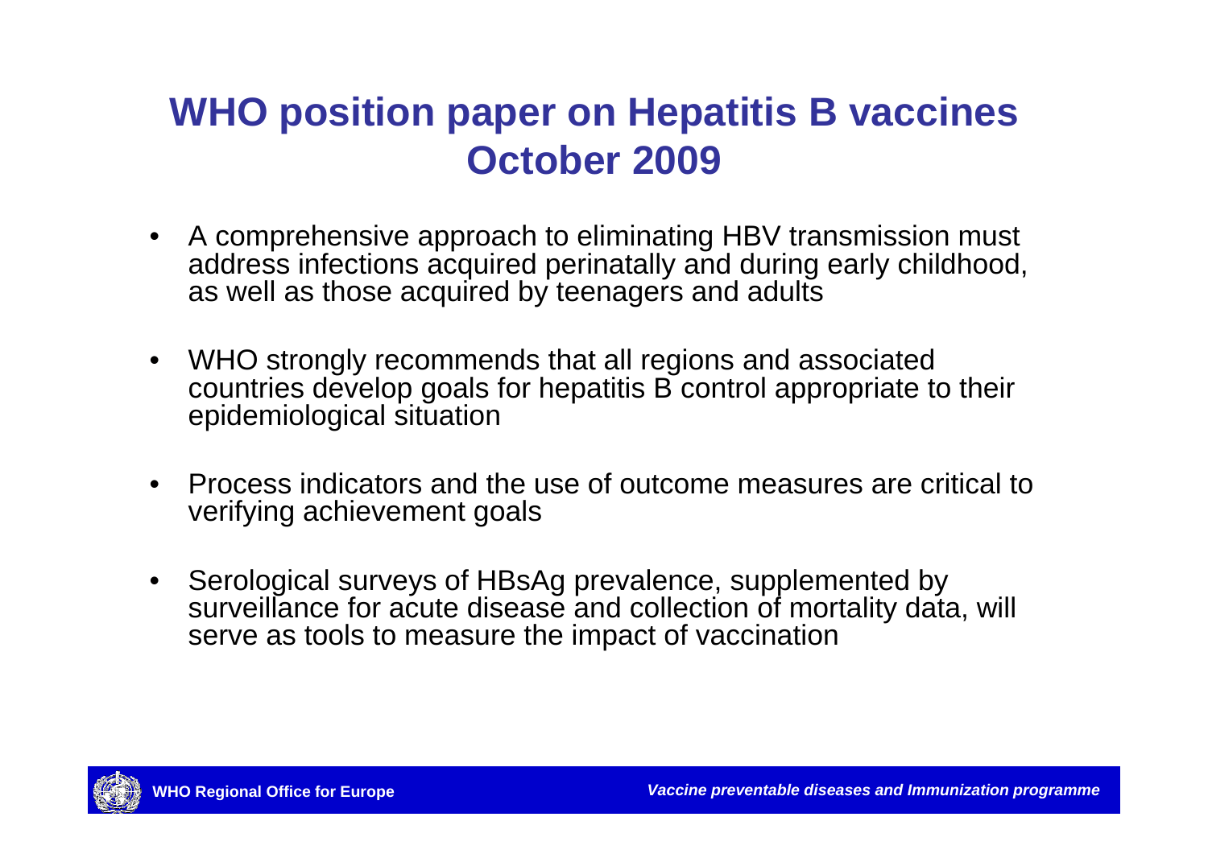# WHO position paper on Hepatitis B vaccines October 2009

- A comprehensive approach to eliminating HBV transmission must address infections acquired perinatally and during early childhood, as well as those acquired by teenagers and adults
- WHO strongly recommends that all regions and associated countries develop goals for hepatitis B control appropriate to their epidemiological situation
- Process indicators and the use of outcome measures are critical to verifying achievement goals
- Serological surveys of HBsAg prevalence, supplemented by surveillance for acute disease and collection of mortality data, will serve as tools to measure the impact of vaccination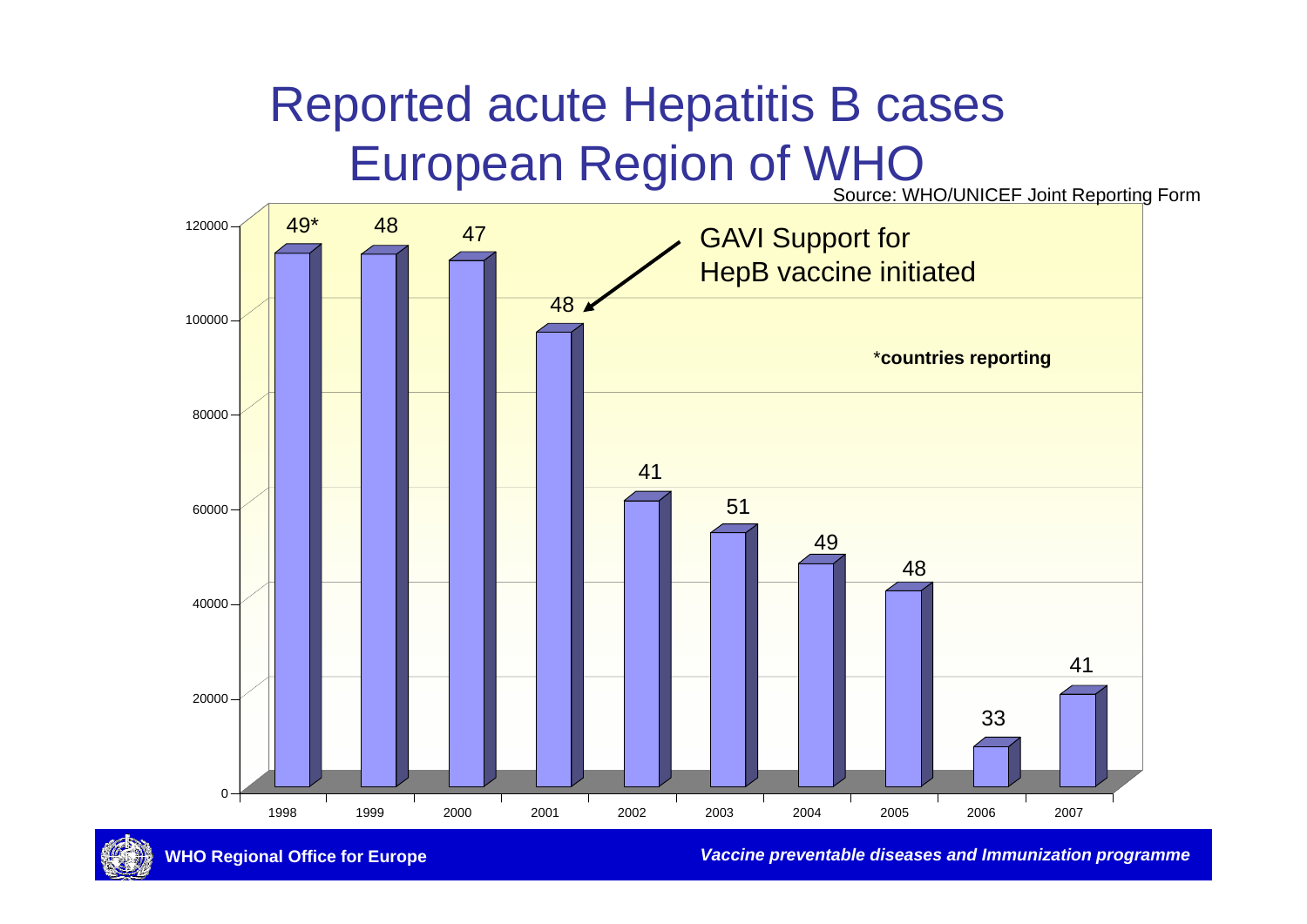# Reported acute Hepatitis B cases European Region of WHO

Source: WHO/UNICEF Joint Reporting Form

GAVI Support for HepB vaccine initiated

*countries reporting

| Year | Countries reporting* |
|---|---|
| 1998 | 49* |
| 1999 | 48 |
| 2000 | 47 |
| 2001 | 48 |
| 2002 | 41 |
| 2003 | 51 |
| 2004 | 49 |
| 2005 | 48 |
| 2006 | 33 |
| 2007 | 41 |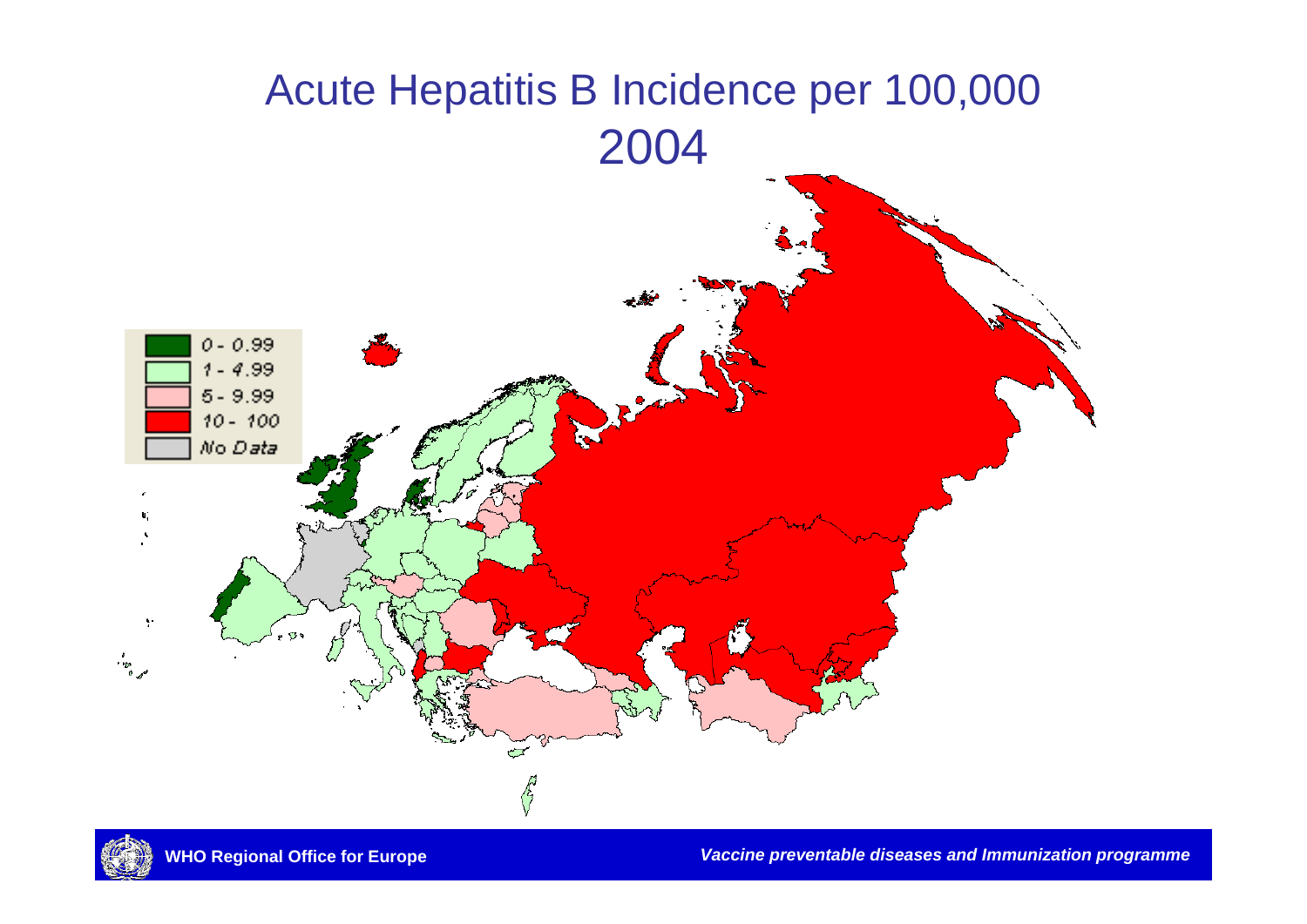# Acute Hepatitis B Incidence per 100,000 2004

| Legend |
| --- |
| 0 - 0.99 |
| 1 - 4.99 |
| 5 - 9.99 |
| 10 - 100 |
| No Data |

**WHO Regional Office for Europe**

***Vaccine preventable diseases and Immunization programme***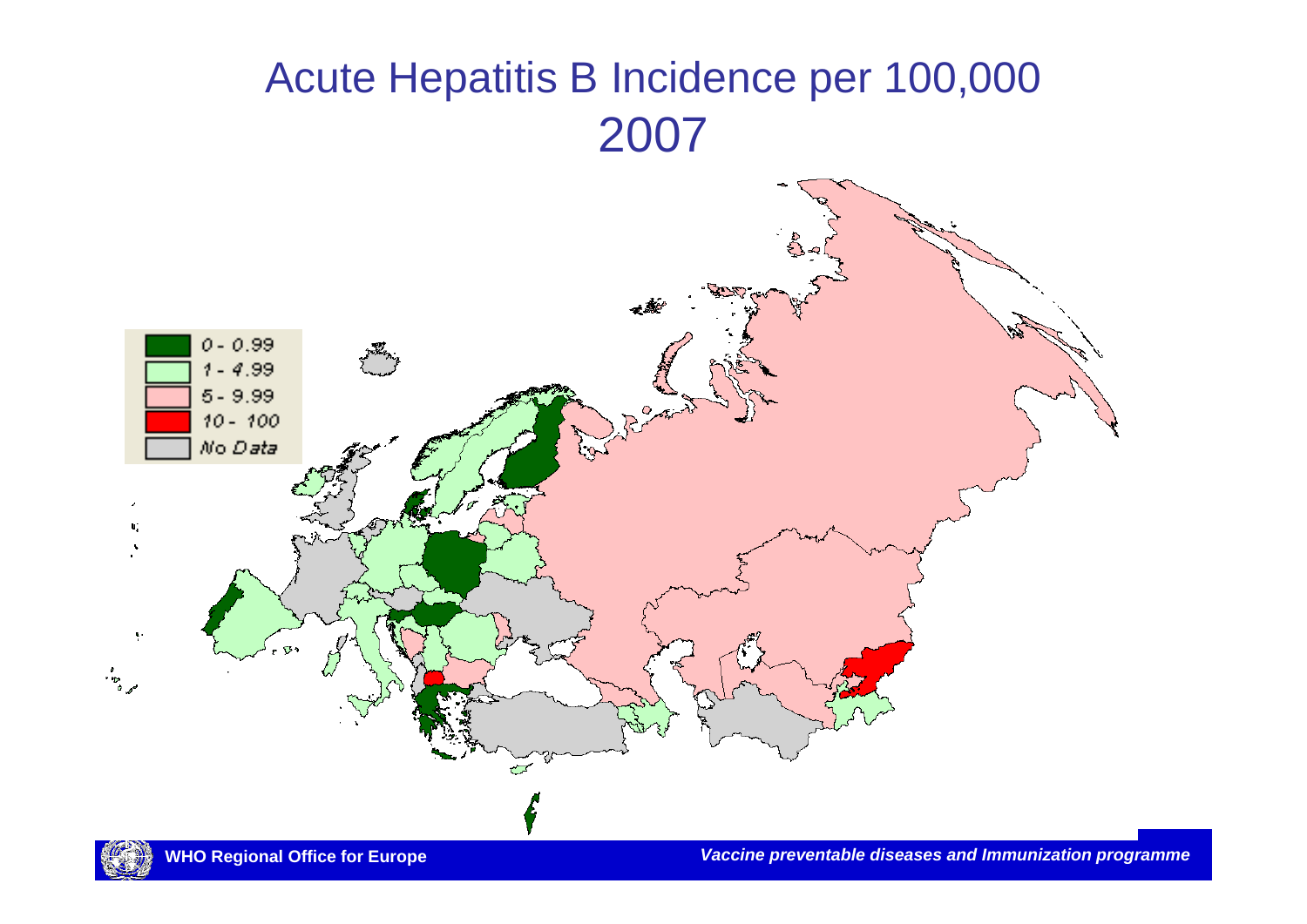# Acute Hepatitis B Incidence per 100,000 2007

| Legend |
|---|
| 0 - 0.99 |
| 1 - 4.99 |
| 5 - 9.99 |
| 10 - 100 |
| No Data |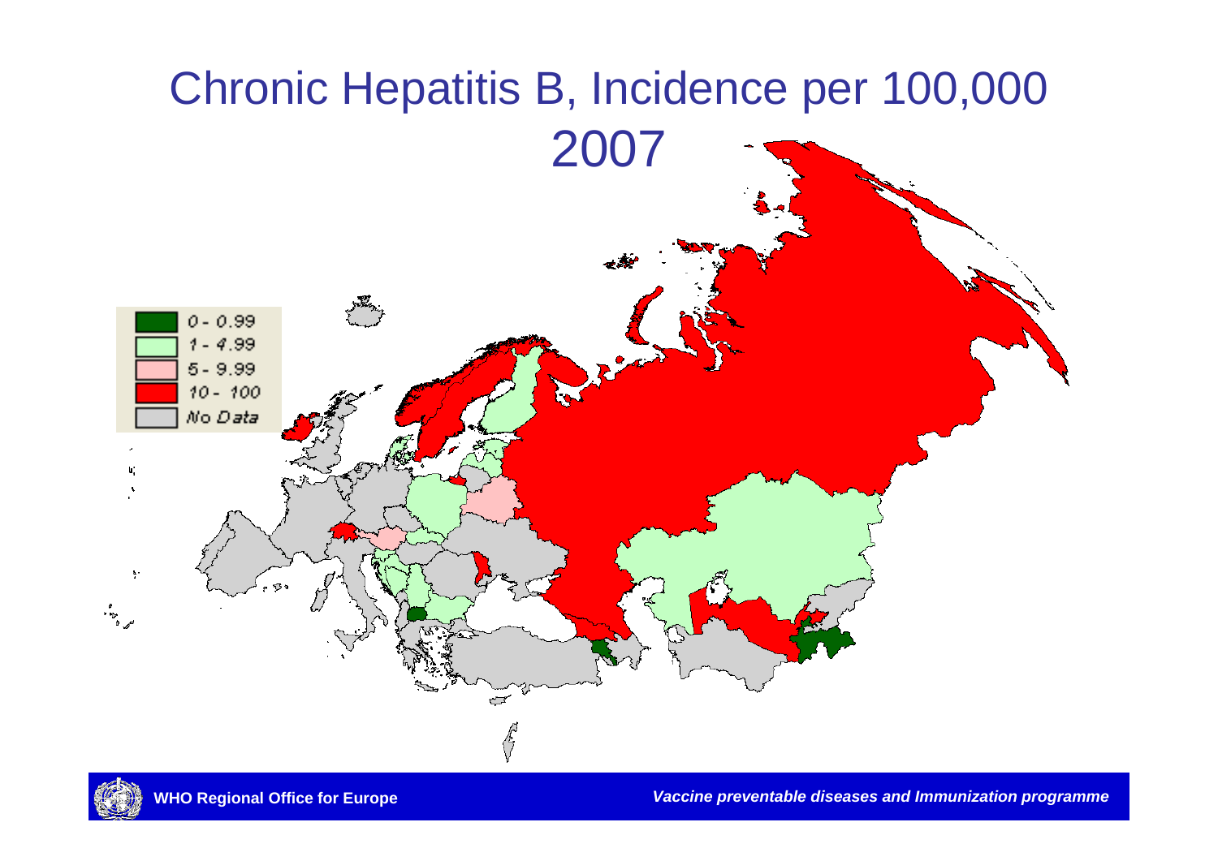# Chronic Hepatitis B, Incidence per 100,000 2007

| | |
|---|---|
| ■ | 0 - 0.99 |
| ■ | 1 - 4.99 |
| ■ | 5 - 9.99 |
| ■ | 10 - 100 |
| ■ | No Data |

WHO Regional Office for Europe

*Vaccine preventable diseases and Immunization programme*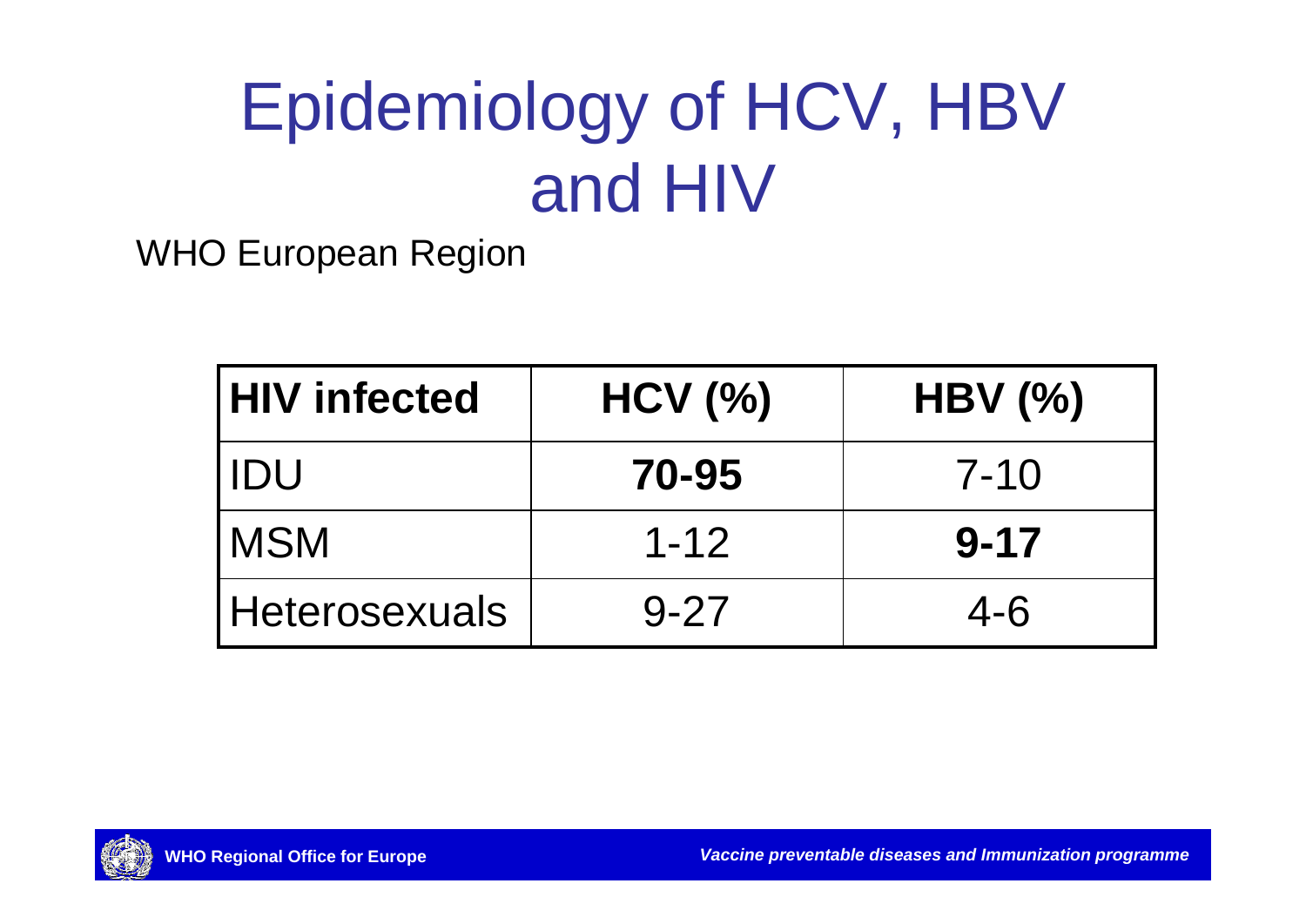# Epidemiology of HCV, HBV and HIV

WHO European Region

| **HIV infected** | **HCV (%)** | **HBV (%)** |
|---|---|---|
| IDU | **70-95** | 7-10 |
| MSM | 1-12 | **9-17** |
| Heterosexuals | 9-27 | 4-6 |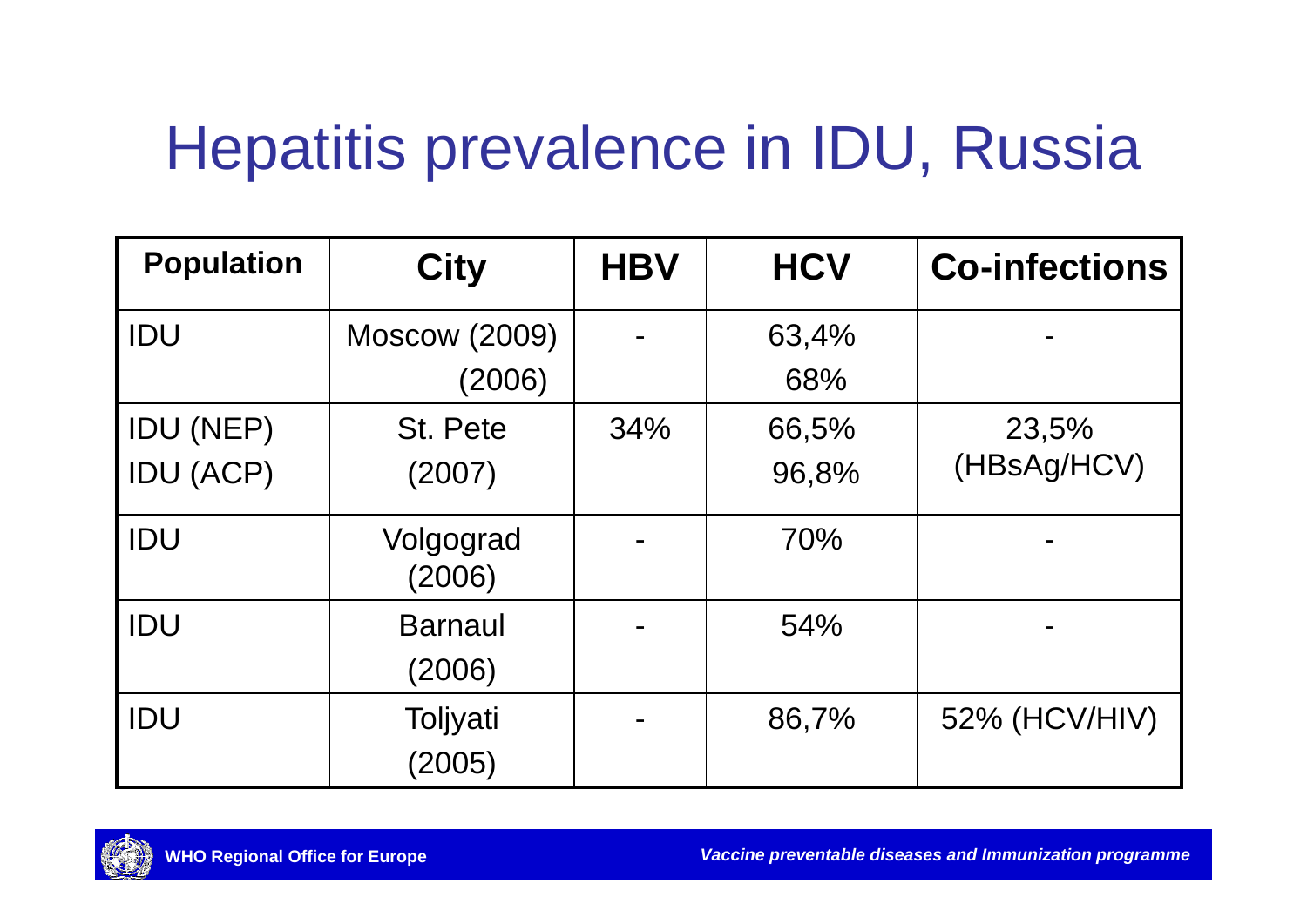# Hepatitis prevalence in IDU, Russia

| Population | City | HBV | HCV | Co-infections |
|---|---|---|---|---|
| IDU | Moscow (2009) (2006) | - | 63,4% 68% | - |
| IDU (NEP) IDU (ACP) | St. Pete (2007) | 34% | 66,5% 96,8% | 23,5% (HBsAg/HCV) |
| IDU | Volgograd (2006) | - | 70% | - |
| IDU | Barnaul (2006) | - | 54% | - |
| IDU | Toljyati (2005) | - | 86,7% | 52% (HCV/HIV) |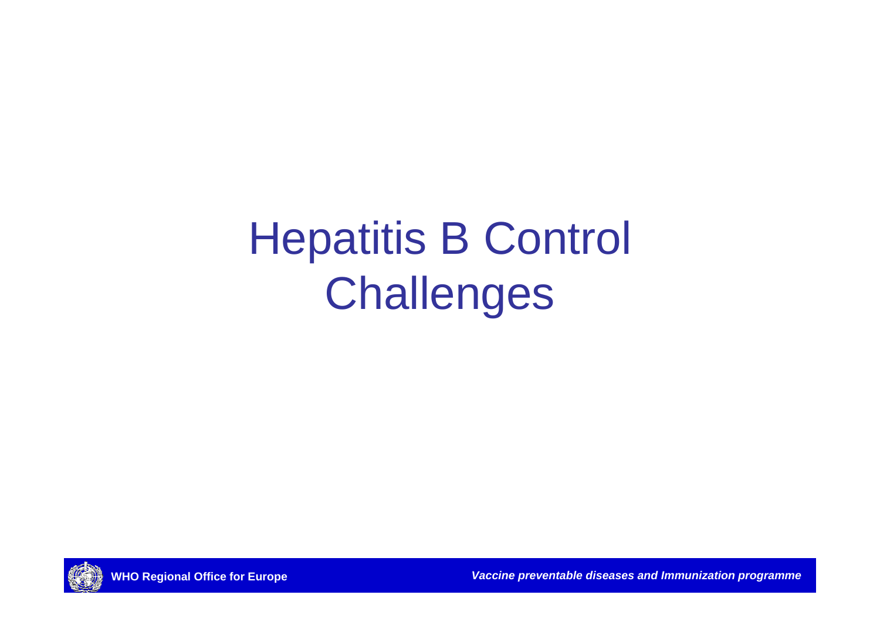# Hepatitis B Control Challenges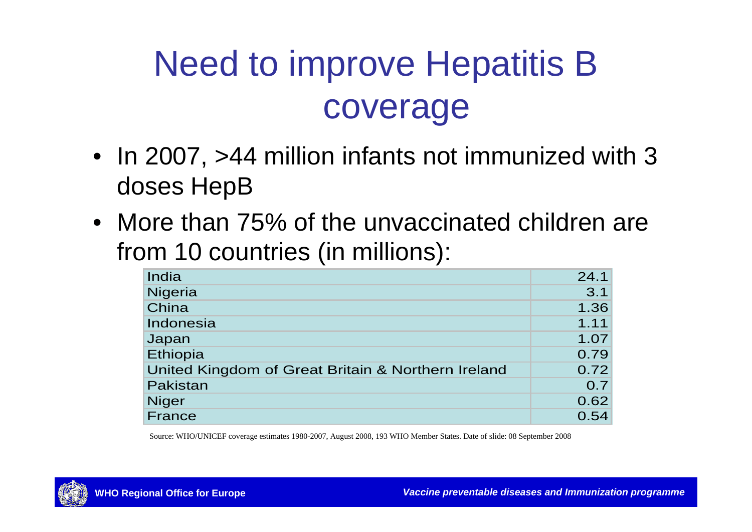# Need to improve Hepatitis B coverage

- In 2007, >44 million infants not immunized with 3 doses HepB
- More than 75% of the unvaccinated children are from 10 countries (in millions):

| Country | Millions |
|---|---|
| India | 24.1 |
| Nigeria | 3.1 |
| China | 1.36 |
| Indonesia | 1.11 |
| Japan | 1.07 |
| Ethiopia | 0.79 |
| United Kingdom of Great Britain & Northern Ireland | 0.72 |
| Pakistan | 0.7 |
| Niger | 0.62 |
| France | 0.54 |

Source: WHO/UNICEF coverage estimates 1980-2007, August 2008, 193 WHO Member States. Date of slide: 08 September 2008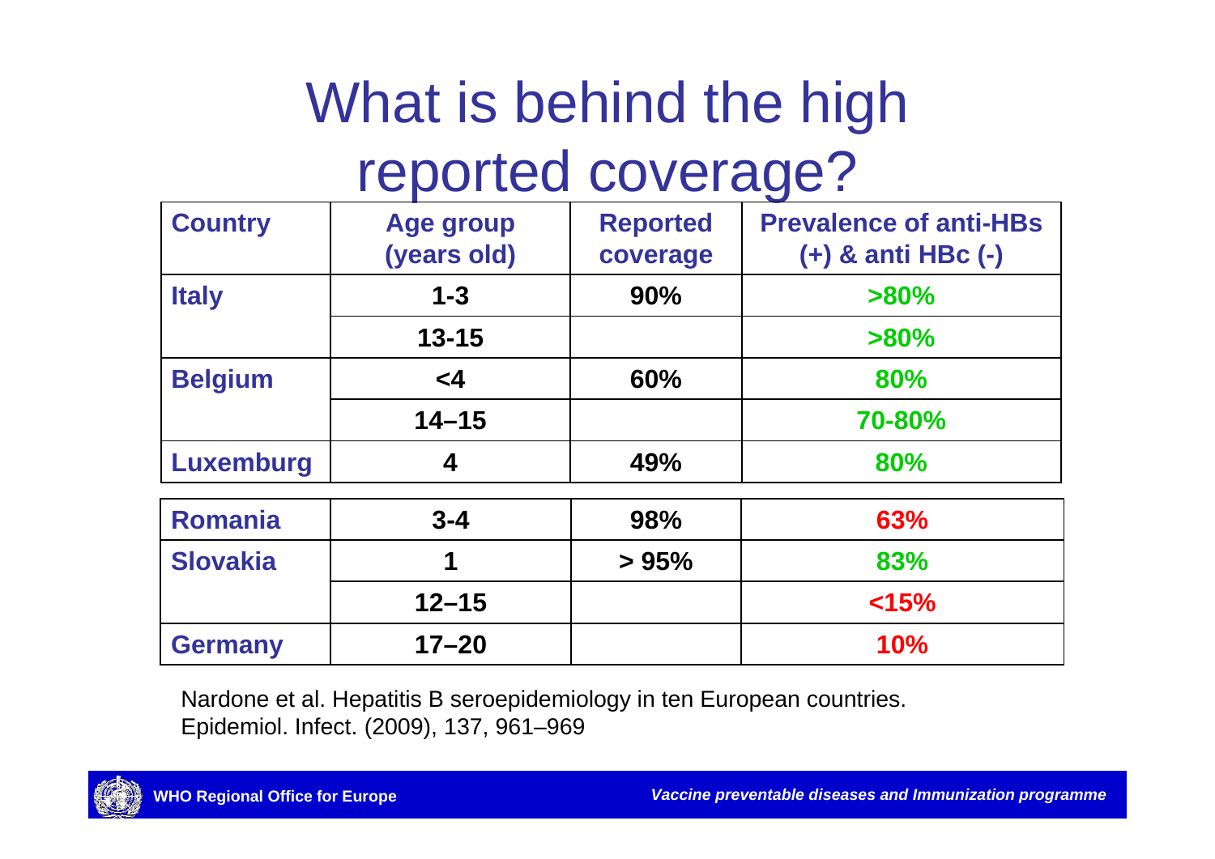# What is behind the high reported coverage?

| Country | Age group (years old) | Reported coverage | Prevalence of anti-HBs (+) & anti HBc (-) |
|---|---|---|---|
| Italy | 1-3 | 90% | >80% |
| | 13-15 | | >80% |
| Belgium | <4 | 60% | 80% |
| | 14–15 | | 70-80% |
| Luxemburg | 4 | 49% | 80% |
| Romania | 3-4 | 98% | 63% |
| Slovakia | 1 | > 95% | 83% |
| | 12–15 | | <15% |
| Germany | 17–20 | | 10% |

Nardone et al. Hepatitis B seroepidemiology in ten European countries. Epidemiol. Infect. (2009), 137, 961–969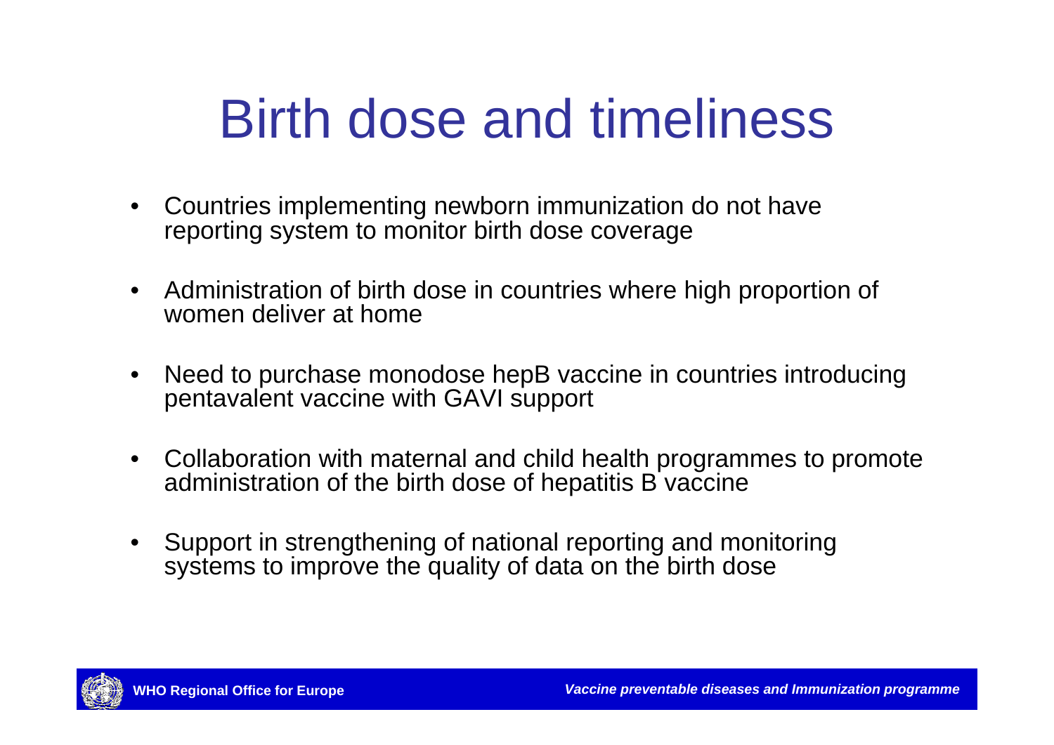# Birth dose and timeliness

- Countries implementing newborn immunization do not have reporting system to monitor birth dose coverage
- Administration of birth dose in countries where high proportion of women deliver at home
- Need to purchase monodose hepB vaccine in countries introducing pentavalent vaccine with GAVI support
- Collaboration with maternal and child health programmes to promote administration of the birth dose of hepatitis B vaccine
- Support in strengthening of national reporting and monitoring systems to improve the quality of data on the birth dose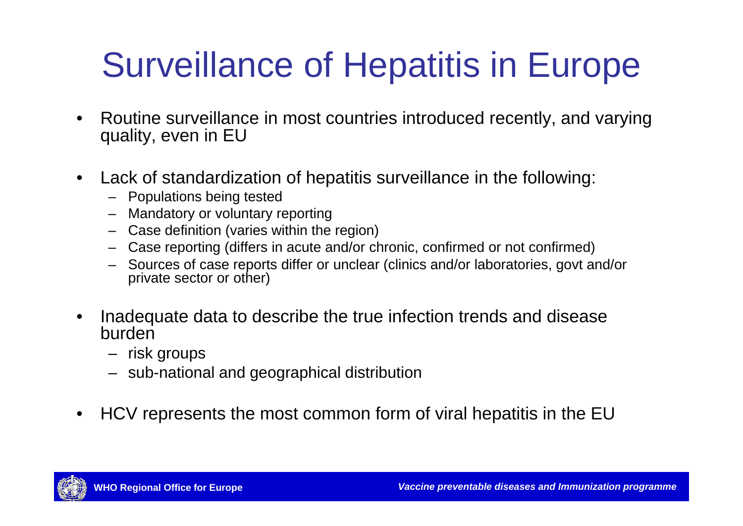# Surveillance of Hepatitis in Europe

- Routine surveillance in most countries introduced recently, and varying quality, even in EU
- Lack of standardization of hepatitis surveillance in the following:
  - Populations being tested
  - Mandatory or voluntary reporting
  - Case definition (varies within the region)
  - Case reporting (differs in acute and/or chronic, confirmed or not confirmed)
  - Sources of case reports differ or unclear (clinics and/or laboratories, govt and/or private sector or other)
- Inadequate data to describe the true infection trends and disease burden
  - risk groups
  - sub-national and geographical distribution
- HCV represents the most common form of viral hepatitis in the EU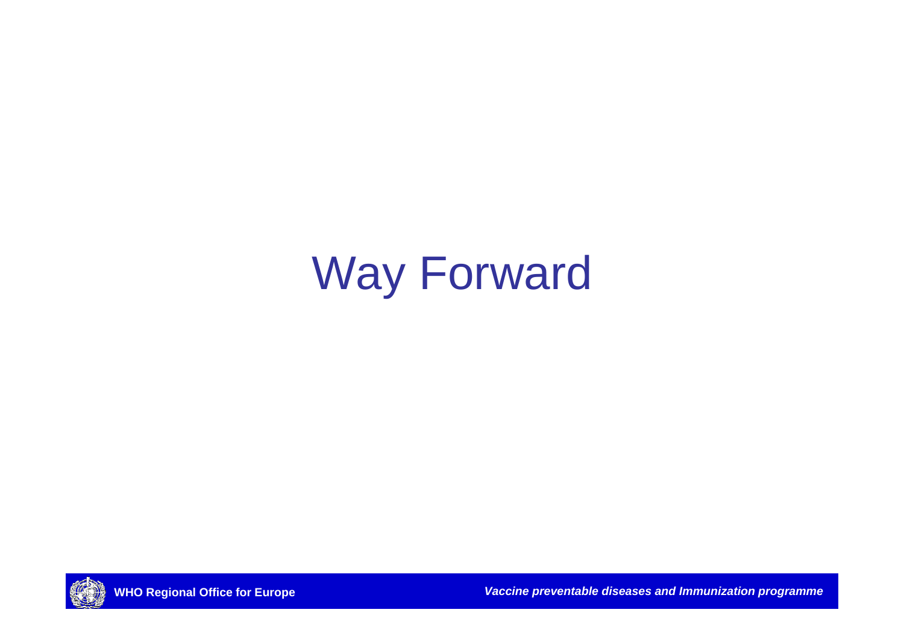# Way Forward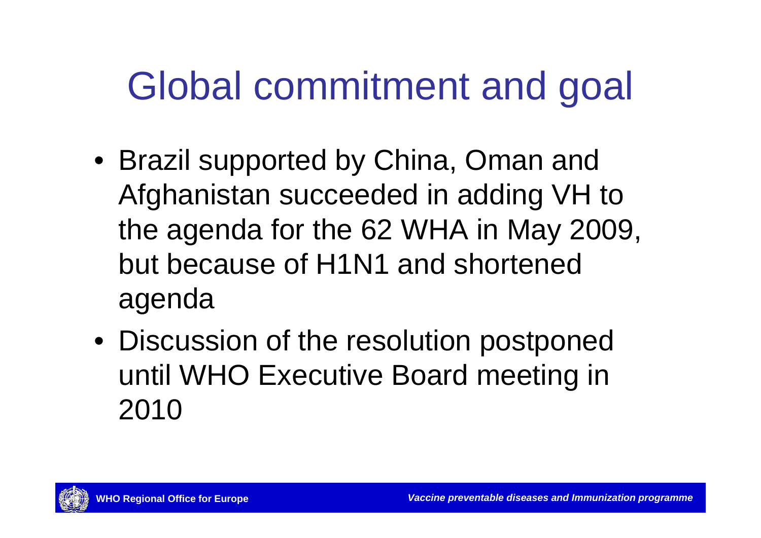# Global commitment and goal

- Brazil supported by China, Oman and Afghanistan succeeded in adding VH to the agenda for the 62 WHA in May 2009, but because of H1N1 and shortened agenda
- Discussion of the resolution postponed until WHO Executive Board meeting in 2010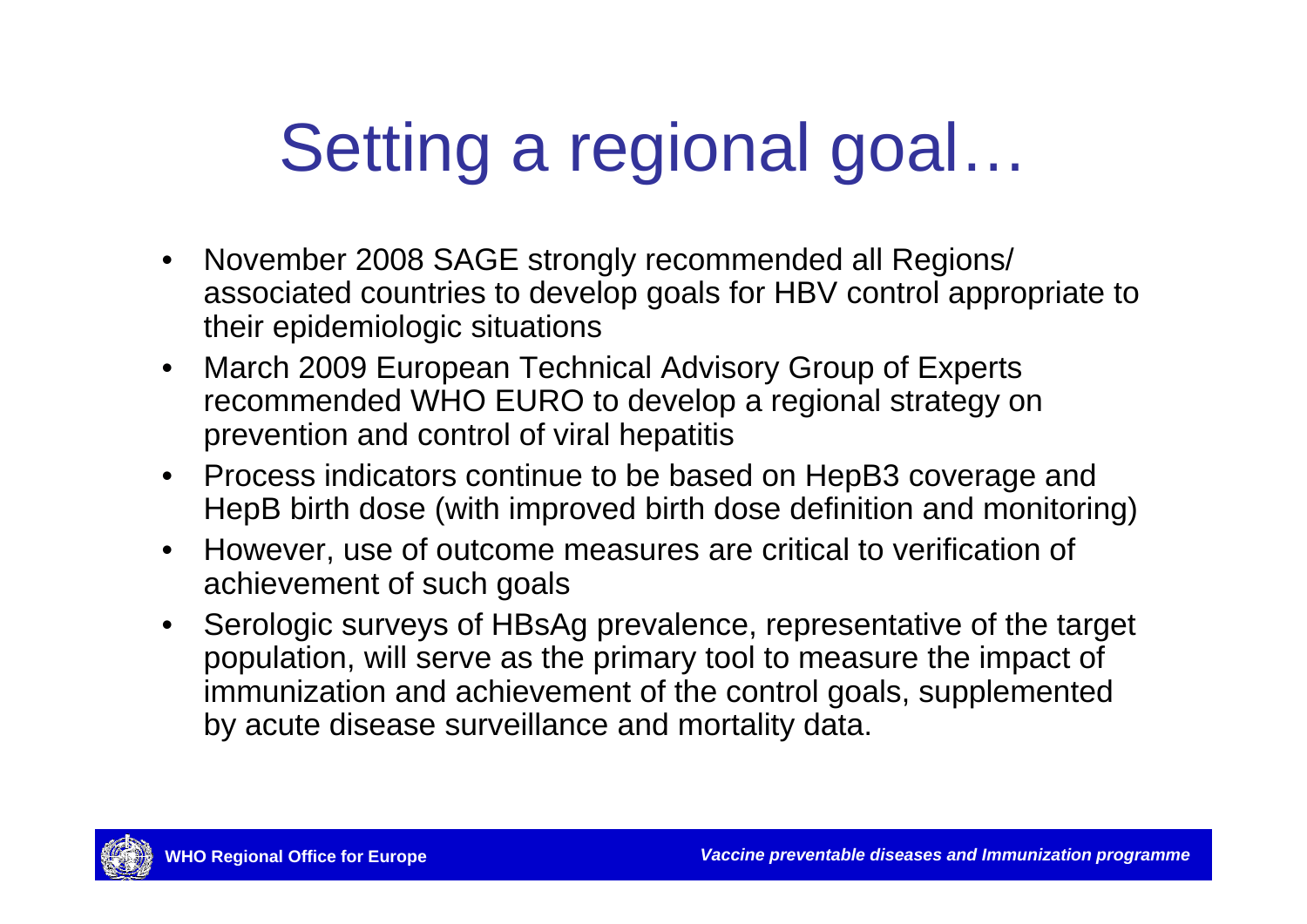# Setting a regional goal…

- November 2008 SAGE strongly recommended all Regions/ associated countries to develop goals for HBV control appropriate to their epidemiologic situations
- March 2009 European Technical Advisory Group of Experts recommended WHO EURO to develop a regional strategy on prevention and control of viral hepatitis
- Process indicators continue to be based on HepB3 coverage and HepB birth dose (with improved birth dose definition and monitoring)
- However, use of outcome measures are critical to verification of achievement of such goals
- Serologic surveys of HBsAg prevalence, representative of the target population, will serve as the primary tool to measure the impact of immunization and achievement of the control goals, supplemented by acute disease surveillance and mortality data.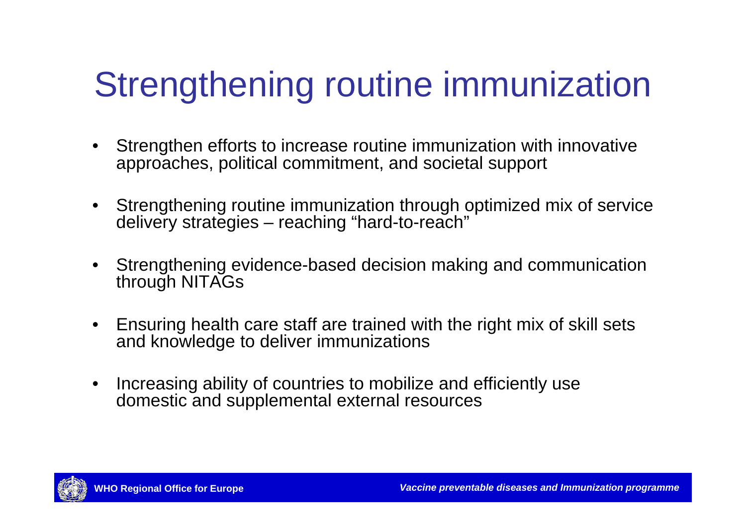# Strengthening routine immunization

- Strengthen efforts to increase routine immunization with innovative approaches, political commitment, and societal support
- Strengthening routine immunization through optimized mix of service delivery strategies – reaching "hard-to-reach"
- Strengthening evidence-based decision making and communication through NITAGs
- Ensuring health care staff are trained with the right mix of skill sets and knowledge to deliver immunizations
- Increasing ability of countries to mobilize and efficiently use domestic and supplemental external resources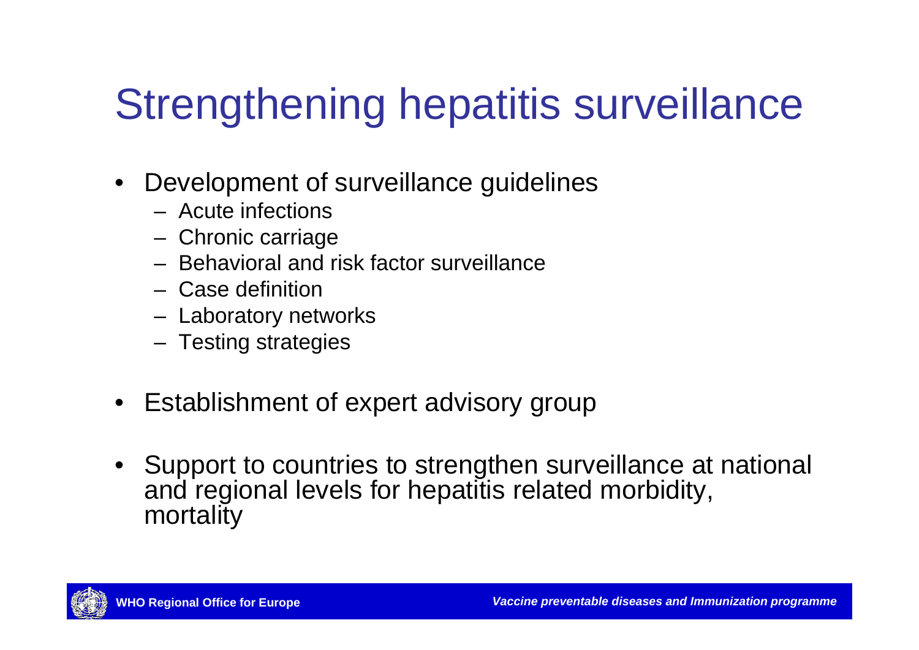# Strengthening hepatitis surveillance

- Development of surveillance guidelines
  - Acute infections
  - Chronic carriage
  - Behavioral and risk factor surveillance
  - Case definition
  - Laboratory networks
  - Testing strategies
- Establishment of expert advisory group
- Support to countries to strengthen surveillance at national and regional levels for hepatitis related morbidity, mortality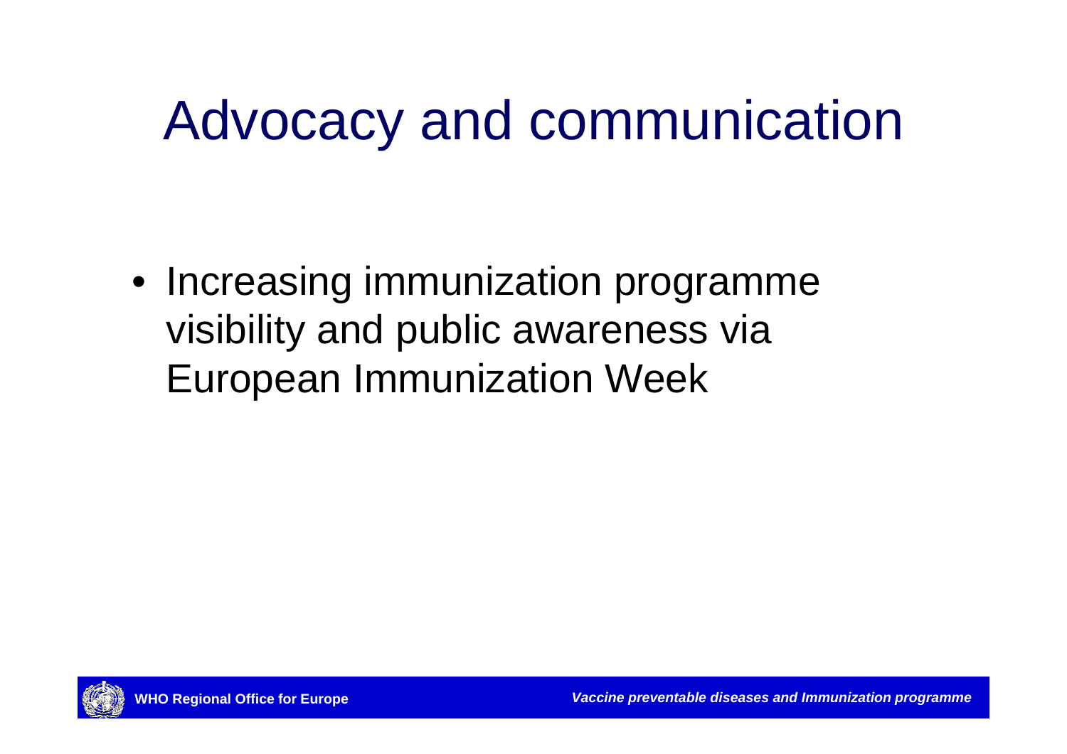# Advocacy and communication

- Increasing immunization programme visibility and public awareness via European Immunization Week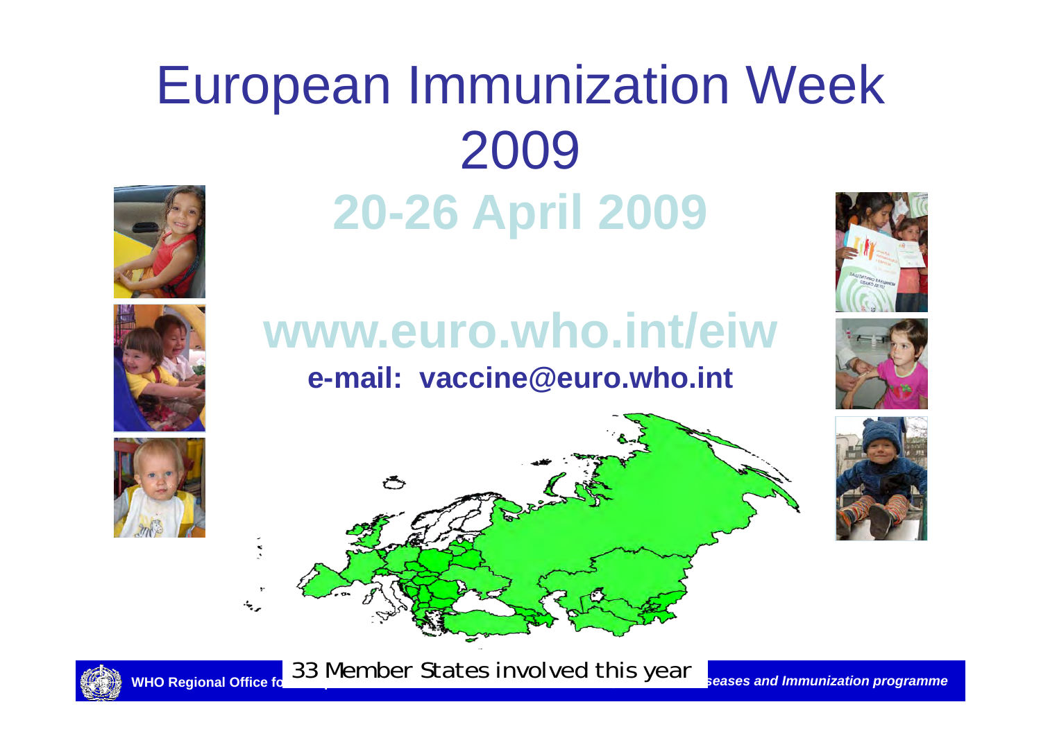# European Immunization Week 2009

## 20-26 April 2009

## www.euro.who.int/eiw

**e-mail: vaccine@euro.who.int**

33 Member States involved this year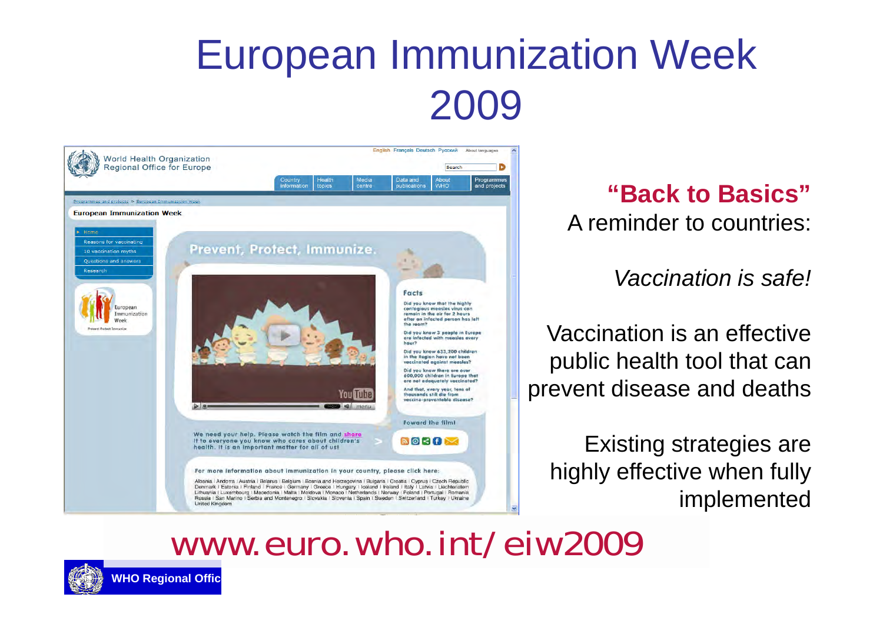# European Immunization Week 2009

**"Back to Basics"**
A reminder to countries:

*Vaccination is safe!*

Vaccination is an effective public health tool that can prevent disease and deaths

Existing strategies are highly effective when fully implemented

www.euro.who.int/eiw2009